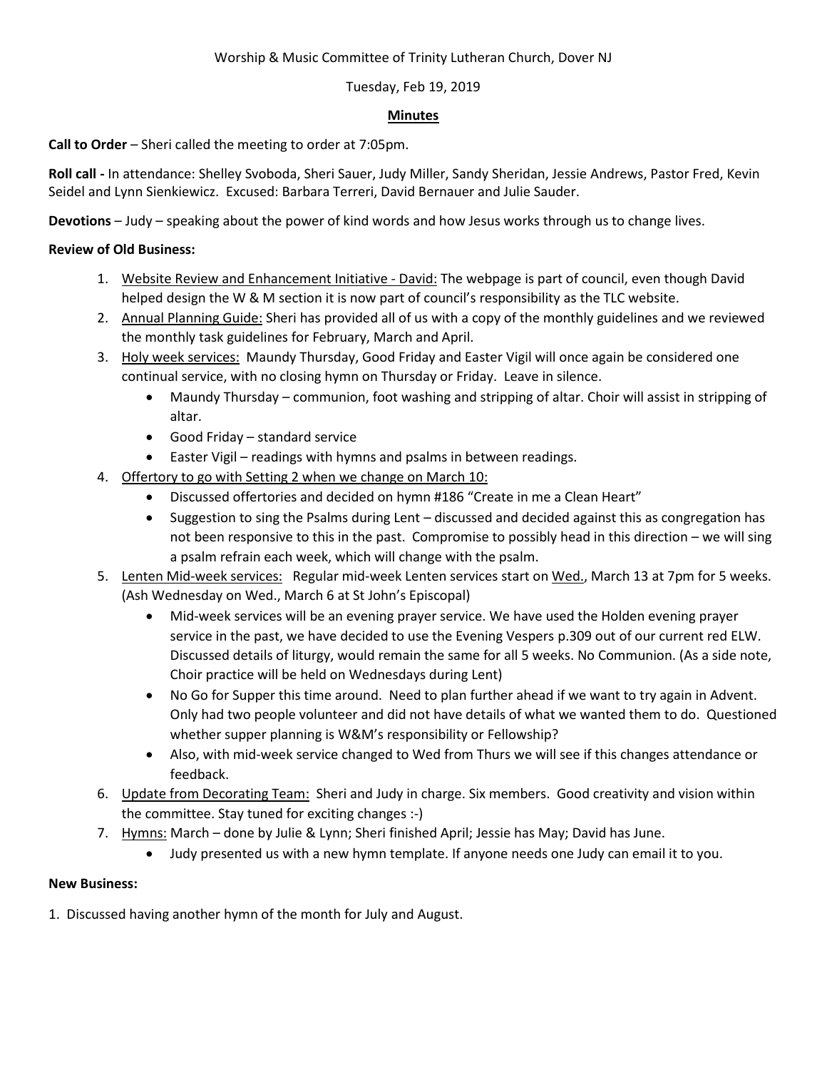Worship & Music Committee of Trinity Lutheran Church, Dover NJ

Tuesday, Feb 19, 2019

**Minutes**

**Call to Order** – Sheri called the meeting to order at 7:05pm.

**Roll call -** In attendance: Shelley Svoboda, Sheri Sauer, Judy Miller, Sandy Sheridan, Jessie Andrews, Pastor Fred, Kevin Seidel and Lynn Sienkiewicz. Excused: Barbara Terreri, David Bernauer and Julie Sauder.

**Devotions** – Judy – speaking about the power of kind words and how Jesus works through us to change lives.

**Review of Old Business:**

1. <u>Website Review and Enhancement Initiative - David:</u> The webpage is part of council, even though David helped design the W & M section it is now part of council's responsibility as the TLC website.
2. <u>Annual Planning Guide:</u> Sheri has provided all of us with a copy of the monthly guidelines and we reviewed the monthly task guidelines for February, March and April.
3. <u>Holy week services:</u> Maundy Thursday, Good Friday and Easter Vigil will once again be considered one continual service, with no closing hymn on Thursday or Friday. Leave in silence.
   - Maundy Thursday – communion, foot washing and stripping of altar. Choir will assist in stripping of altar.
   - Good Friday – standard service
   - Easter Vigil – readings with hymns and psalms in between readings.
4. <u>Offertory to go with Setting 2 when we change on March 10:</u>
   - Discussed offertories and decided on hymn #186 "Create in me a Clean Heart"
   - Suggestion to sing the Psalms during Lent – discussed and decided against this as congregation has not been responsive to this in the past. Compromise to possibly head in this direction – we will sing a psalm refrain each week, which will change with the psalm.
5. <u>Lenten Mid-week services:</u> Regular mid-week Lenten services start on <u>Wed.</u>, March 13 at 7pm for 5 weeks. (Ash Wednesday on Wed., March 6 at St John's Episcopal)
   - Mid-week services will be an evening prayer service. We have used the Holden evening prayer service in the past, we have decided to use the Evening Vespers p.309 out of our current red ELW. Discussed details of liturgy, would remain the same for all 5 weeks. No Communion. (As a side note, Choir practice will be held on Wednesdays during Lent)
   - No Go for Supper this time around. Need to plan further ahead if we want to try again in Advent. Only had two people volunteer and did not have details of what we wanted them to do. Questioned whether supper planning is W&M's responsibility or Fellowship?
   - Also, with mid-week service changed to Wed from Thurs we will see if this changes attendance or feedback.
6. <u>Update from Decorating Team:</u> Sheri and Judy in charge. Six members. Good creativity and vision within the committee. Stay tuned for exciting changes :-)
7. <u>Hymns:</u> March – done by Julie & Lynn; Sheri finished April; Jessie has May; David has June.
   - Judy presented us with a new hymn template. If anyone needs one Judy can email it to you.

**New Business:**

1. Discussed having another hymn of the month for July and August.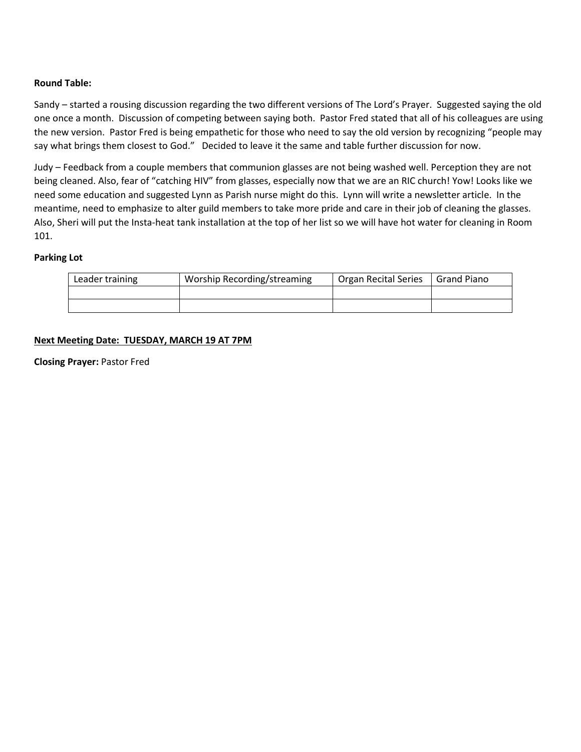**Round Table:**

Sandy – started a rousing discussion regarding the two different versions of The Lord's Prayer. Suggested saying the old one once a month. Discussion of competing between saying both. Pastor Fred stated that all of his colleagues are using the new version. Pastor Fred is being empathetic for those who need to say the old version by recognizing "people may say what brings them closest to God." Decided to leave it the same and table further discussion for now.

Judy – Feedback from a couple members that communion glasses are not being washed well. Perception they are not being cleaned. Also, fear of "catching HIV" from glasses, especially now that we are an RIC church! Yow! Looks like we need some education and suggested Lynn as Parish nurse might do this. Lynn will write a newsletter article. In the meantime, need to emphasize to alter guild members to take more pride and care in their job of cleaning the glasses. Also, Sheri will put the Insta-heat tank installation at the top of her list so we will have hot water for cleaning in Room 101.

**Parking Lot**

| Leader training | Worship Recording/streaming | Organ Recital Series | Grand Piano |
| --- | --- | --- | --- |
| | | | |
| | | | |

**Next Meeting Date: TUESDAY, MARCH 19 AT 7PM**

**Closing Prayer:** Pastor Fred